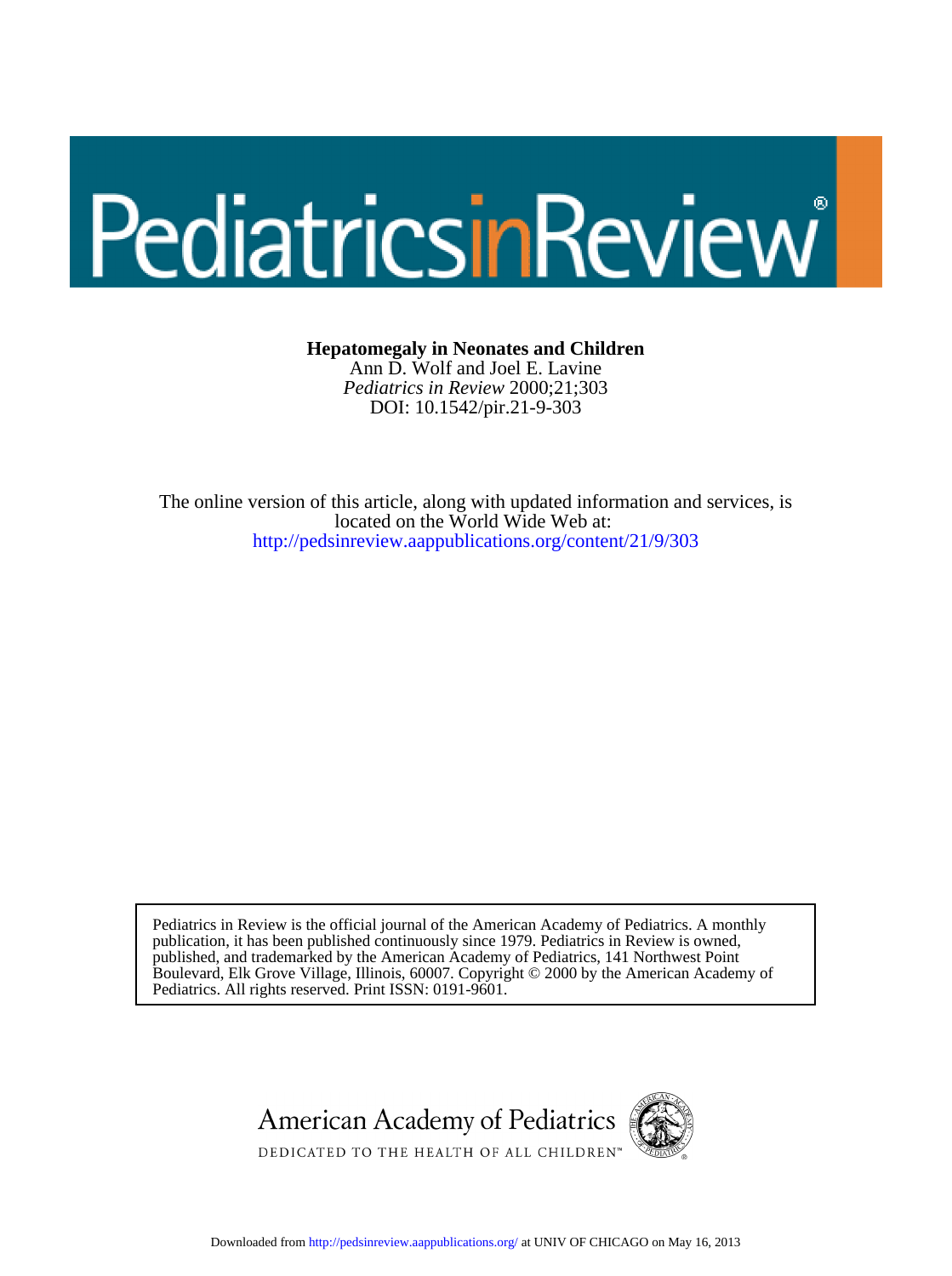# PediatricsinReview

**Hepatomegaly in Neonates and Children**

Ann D. Wolf and Joel E. Lavine

*Pediatrics in Review* 2000;21;303

DOI: 10.1542/pir.21-9-303

The online version of this article, along with updated information and services, is located on the World Wide Web at:

http://pedsinreview.aappublications.org/content/21/9/303

Pediatrics in Review is the official journal of the American Academy of Pediatrics. A monthly publication, it has been published continuously since 1979. Pediatrics in Review is owned, published, and trademarked by the American Academy of Pediatrics, 141 Northwest Point Boulevard, Elk Grove Village, Illinois, 60007. Copyright © 2000 by the American Academy of Pediatrics. All rights reserved. Print ISSN: 0191-9601.

American Academy of Pediatrics

DEDICATED TO THE HEALTH OF ALL CHILDREN™

Downloaded from http://pedsinreview.aappublications.org/ at UNIV OF CHICAGO on May 16, 2013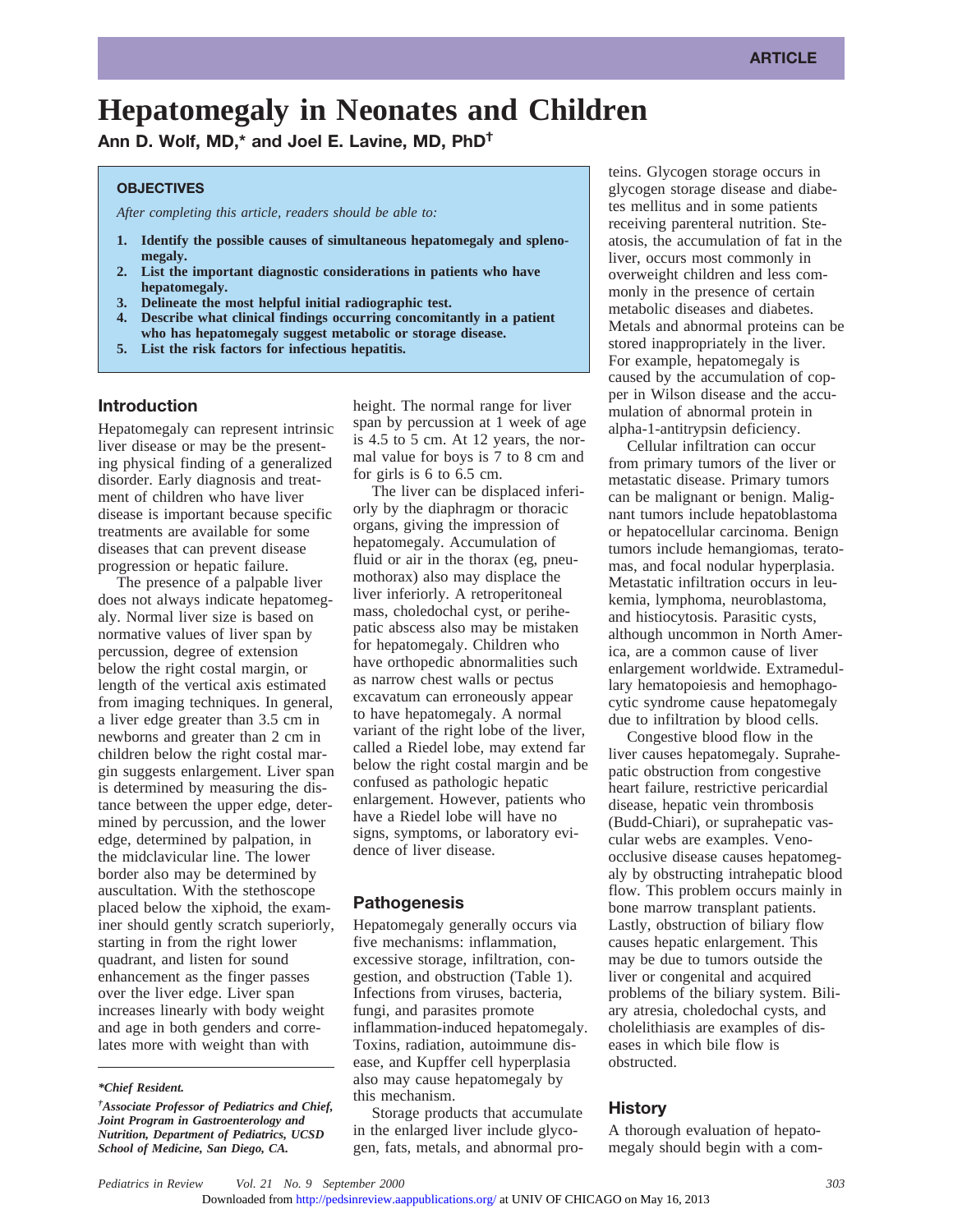ARTICLE

# Hepatomegaly in Neonates and Children

**Ann D. Wolf, MD,* and Joel E. Lavine, MD, PhD†**

> **OBJECTIVES**
>
> *After completing this article, readers should be able to:*
>
> 1. **Identify the possible causes of simultaneous hepatomegaly and splenomegaly.**
> 2. **List the important diagnostic considerations in patients who have hepatomegaly.**
> 3. **Delineate the most helpful initial radiographic test.**
> 4. **Describe what clinical findings occurring concomitantly in a patient who has hepatomegaly suggest metabolic or storage disease.**
> 5. **List the risk factors for infectious hepatitis.**

## Introduction

Hepatomegaly can represent intrinsic liver disease or may be the presenting physical finding of a generalized disorder. Early diagnosis and treatment of children who have liver disease is important because specific treatments are available for some diseases that can prevent disease progression or hepatic failure.

The presence of a palpable liver does not always indicate hepatomegaly. Normal liver size is based on normative values of liver span by percussion, degree of extension below the right costal margin, or length of the vertical axis estimated from imaging techniques. In general, a liver edge greater than 3.5 cm in newborns and greater than 2 cm in children below the right costal margin suggests enlargement. Liver span is determined by measuring the distance between the upper edge, determined by percussion, and the lower edge, determined by palpation, in the midclavicular line. The lower border also may be determined by auscultation. With the stethoscope placed below the xiphoid, the examiner should gently scratch superiorly, starting in from the right lower quadrant, and listen for sound enhancement as the finger passes over the liver edge. Liver span increases linearly with body weight and age in both genders and correlates more with weight than with height. The normal range for liver span by percussion at 1 week of age is 4.5 to 5 cm. At 12 years, the normal value for boys is 7 to 8 cm and for girls is 6 to 6.5 cm.

The liver can be displaced inferiorly by the diaphragm or thoracic organs, giving the impression of hepatomegaly. Accumulation of fluid or air in the thorax (eg, pneumothorax) also may displace the liver inferiorly. A retroperitoneal mass, choledochal cyst, or perihepatic abscess also may be mistaken for hepatomegaly. Children who have orthopedic abnormalities such as narrow chest walls or pectus excavatum can erroneously appear to have hepatomegaly. A normal variant of the right lobe of the liver, called a Riedel lobe, may extend far below the right costal margin and be confused as pathologic hepatic enlargement. However, patients who have a Riedel lobe will have no signs, symptoms, or laboratory evidence of liver disease.

## Pathogenesis

Hepatomegaly generally occurs via five mechanisms: inflammation, excessive storage, infiltration, congestion, and obstruction (Table 1). Infections from viruses, bacteria, fungi, and parasites promote inflammation-induced hepatomegaly. Toxins, radiation, autoimmune disease, and Kupffer cell hyperplasia also may cause hepatomegaly by this mechanism.

Storage products that accumulate in the enlarged liver include glycogen, fats, metals, and abnormal proteins. Glycogen storage occurs in glycogen storage disease and diabetes mellitus and in some patients receiving parenteral nutrition. Steatosis, the accumulation of fat in the liver, occurs most commonly in overweight children and less commonly in the presence of certain metabolic diseases and diabetes. Metals and abnormal proteins can be stored inappropriately in the liver. For example, hepatomegaly is caused by the accumulation of copper in Wilson disease and the accumulation of abnormal protein in alpha-1-antitrypsin deficiency.

Cellular infiltration can occur from primary tumors of the liver or metastatic disease. Primary tumors can be malignant or benign. Malignant tumors include hepatoblastoma or hepatocellular carcinoma. Benign tumors include hemangiomas, teratomas, and focal nodular hyperplasia. Metastatic infiltration occurs in leukemia, lymphoma, neuroblastoma, and histiocytosis. Parasitic cysts, although uncommon in North America, are a common cause of liver enlargement worldwide. Extramedullary hematopoiesis and hemophagocytic syndrome cause hepatomegaly due to infiltration by blood cells.

Congestive blood flow in the liver causes hepatomegaly. Suprahepatic obstruction from congestive heart failure, restrictive pericardial disease, hepatic vein thrombosis (Budd-Chiari), or suprahepatic vascular webs are examples. Venoocclusive disease causes hepatomegaly by obstructing intrahepatic blood flow. This problem occurs mainly in bone marrow transplant patients. Lastly, obstruction of biliary flow causes hepatic enlargement. This may be due to tumors outside the liver or congenital and acquired problems of the biliary system. Biliary atresia, choledochal cysts, and cholelithiasis are examples of diseases in which bile flow is obstructed.

## History

A thorough evaluation of hepatomegaly should begin with a com-

---

**Chief Resident.*

*†Associate Professor of Pediatrics and Chief, Joint Program in Gastroenterology and Nutrition, Department of Pediatrics, UCSD School of Medicine, San Diego, CA.*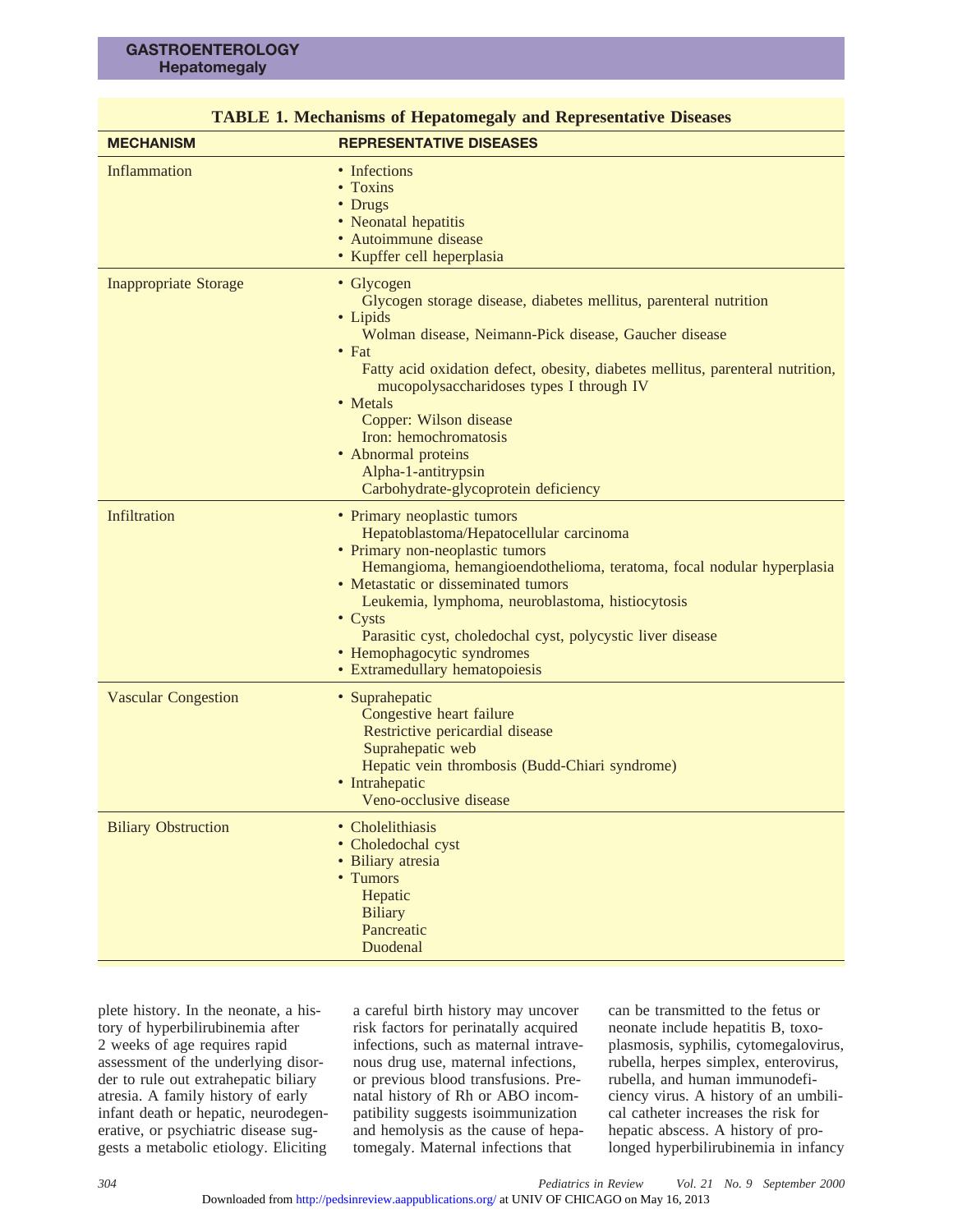**TABLE 1. Mechanisms of Hepatomegaly and Representative Diseases**

| MECHANISM | REPRESENTATIVE DISEASES |
|---|---|
| Inflammation | • Infections<br>• Toxins<br>• Drugs<br>• Neonatal hepatitis<br>• Autoimmune disease<br>• Kupffer cell heperplasia |
| Inappropriate Storage | • Glycogen<br>Glycogen storage disease, diabetes mellitus, parenteral nutrition<br>• Lipids<br>Wolman disease, Neimann-Pick disease, Gaucher disease<br>• Fat<br>Fatty acid oxidation defect, obesity, diabetes mellitus, parenteral nutrition, mucopolysaccharidoses types I through IV<br>• Metals<br>Copper: Wilson disease<br>Iron: hemochromatosis<br>• Abnormal proteins<br>Alpha-1-antitrypsin<br>Carbohydrate-glycoprotein deficiency |
| Infiltration | • Primary neoplastic tumors<br>Hepatoblastoma/Hepatocellular carcinoma<br>• Primary non-neoplastic tumors<br>Hemangioma, hemangioendothelioma, teratoma, focal nodular hyperplasia<br>• Metastatic or disseminated tumors<br>Leukemia, lymphoma, neuroblastoma, histiocytosis<br>• Cysts<br>Parasitic cyst, choledochal cyst, polycystic liver disease<br>• Hemophagocytic syndromes<br>• Extramedullary hematopoiesis |
| Vascular Congestion | • Suprahepatic<br>Congestive heart failure<br>Restrictive pericardial disease<br>Suprahepatic web<br>Hepatic vein thrombosis (Budd-Chiari syndrome)<br>• Intrahepatic<br>Veno-occlusive disease |
| Biliary Obstruction | • Cholelithiasis<br>• Choledochal cyst<br>• Biliary atresia<br>• Tumors<br>Hepatic<br>Biliary<br>Pancreatic<br>Duodenal |

plete history. In the neonate, a history of hyperbilirubinemia after 2 weeks of age requires rapid assessment of the underlying disorder to rule out extrahepatic biliary atresia. A family history of early infant death or hepatic, neurodegenerative, or psychiatric disease suggests a metabolic etiology. Eliciting a careful birth history may uncover risk factors for perinatally acquired infections, such as maternal intravenous drug use, maternal infections, or previous blood transfusions. Prenatal history of Rh or ABO incompatibility suggests isoimmunization and hemolysis as the cause of hepatomegaly. Maternal infections that can be transmitted to the fetus or neonate include hepatitis B, toxoplasmosis, syphilis, cytomegalovirus, rubella, herpes simplex, enterovirus, rubella, and human immunodeficiency virus. A history of an umbilical catheter increases the risk for hepatic abscess. A history of prolonged hyperbilirubinemia in infancy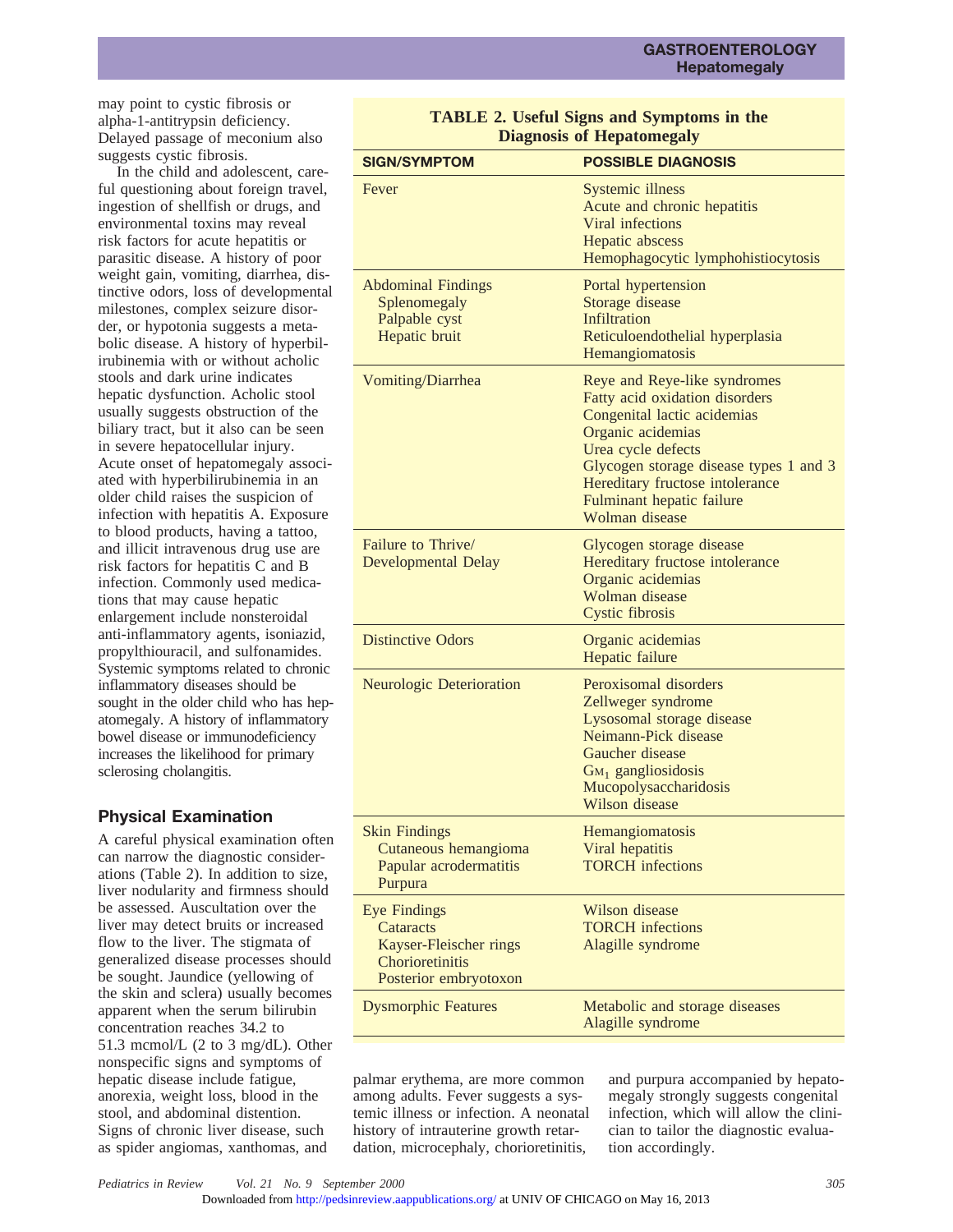may point to cystic fibrosis or alpha-1-antitrypsin deficiency. Delayed passage of meconium also suggests cystic fibrosis.

In the child and adolescent, careful questioning about foreign travel, ingestion of shellfish or drugs, and environmental toxins may reveal risk factors for acute hepatitis or parasitic disease. A history of poor weight gain, vomiting, diarrhea, distinctive odors, loss of developmental milestones, complex seizure disorder, or hypotonia suggests a metabolic disease. A history of hyperbilirubinemia with or without acholic stools and dark urine indicates hepatic dysfunction. Acholic stool usually suggests obstruction of the biliary tract, but it also can be seen in severe hepatocellular injury. Acute onset of hepatomegaly associated with hyperbilirubinemia in an older child raises the suspicion of infection with hepatitis A. Exposure to blood products, having a tattoo, and illicit intravenous drug use are risk factors for hepatitis C and B infection. Commonly used medications that may cause hepatic enlargement include nonsteroidal anti-inflammatory agents, isoniazid, propylthiouracil, and sulfonamides. Systemic symptoms related to chronic inflammatory diseases should be sought in the older child who has hepatomegaly. A history of inflammatory bowel disease or immunodeficiency increases the likelihood for primary sclerosing cholangitis.

## Physical Examination

A careful physical examination often can narrow the diagnostic considerations (Table 2). In addition to size, liver nodularity and firmness should be assessed. Auscultation over the liver may detect bruits or increased flow to the liver. The stigmata of generalized disease processes should be sought. Jaundice (yellowing of the skin and sclera) usually becomes apparent when the serum bilirubin concentration reaches 34.2 to 51.3 mcmol/L (2 to 3 mg/dL). Other nonspecific signs and symptoms of hepatic disease include fatigue, anorexia, weight loss, blood in the stool, and abdominal distention. Signs of chronic liver disease, such as spider angiomas, xanthomas, and palmar erythema, are more common among adults. Fever suggests a systemic illness or infection. A neonatal history of intrauterine growth retardation, microcephaly, chorioretinitis, and purpura accompanied by hepatomegaly strongly suggests congenital infection, which will allow the clinician to tailor the diagnostic evaluation accordingly.

**TABLE 2. Useful Signs and Symptoms in the Diagnosis of Hepatomegaly**

| SIGN/SYMPTOM | POSSIBLE DIAGNOSIS |
|---|---|
| Fever | Systemic illness<br>Acute and chronic hepatitis<br>Viral infections<br>Hepatic abscess<br>Hemophagocytic lymphohistiocytosis |
| Abdominal Findings<br>Splenomegaly<br>Palpable cyst<br>Hepatic bruit | Portal hypertension<br>Storage disease<br>Infiltration<br>Reticuloendothelial hyperplasia<br>Hemangiomatosis |
| Vomiting/Diarrhea | Reye and Reye-like syndromes<br>Fatty acid oxidation disorders<br>Congenital lactic acidemias<br>Organic acidemias<br>Urea cycle defects<br>Glycogen storage disease types 1 and 3<br>Hereditary fructose intolerance<br>Fulminant hepatic failure<br>Wolman disease |
| Failure to Thrive/<br>Developmental Delay | Glycogen storage disease<br>Hereditary fructose intolerance<br>Organic acidemias<br>Wolman disease<br>Cystic fibrosis |
| Distinctive Odors | Organic acidemias<br>Hepatic failure |
| Neurologic Deterioration | Peroxisomal disorders<br>Zellweger syndrome<br>Lysosomal storage disease<br>Neimann-Pick disease<br>Gaucher disease<br>$GM_1$ gangliosidosis<br>Mucopolysaccharidosis<br>Wilson disease |
| Skin Findings<br>Cutaneous hemangioma<br>Papular acrodermatitis<br>Purpura | Hemangiomatosis<br>Viral hepatitis<br>TORCH infections |
| Eye Findings<br>Cataracts<br>Kayser-Fleischer rings<br>Chorioretinitis<br>Posterior embryotoxon | Wilson disease<br>TORCH infections<br>Alagille syndrome |
| Dysmorphic Features | Metabolic and storage diseases<br>Alagille syndrome |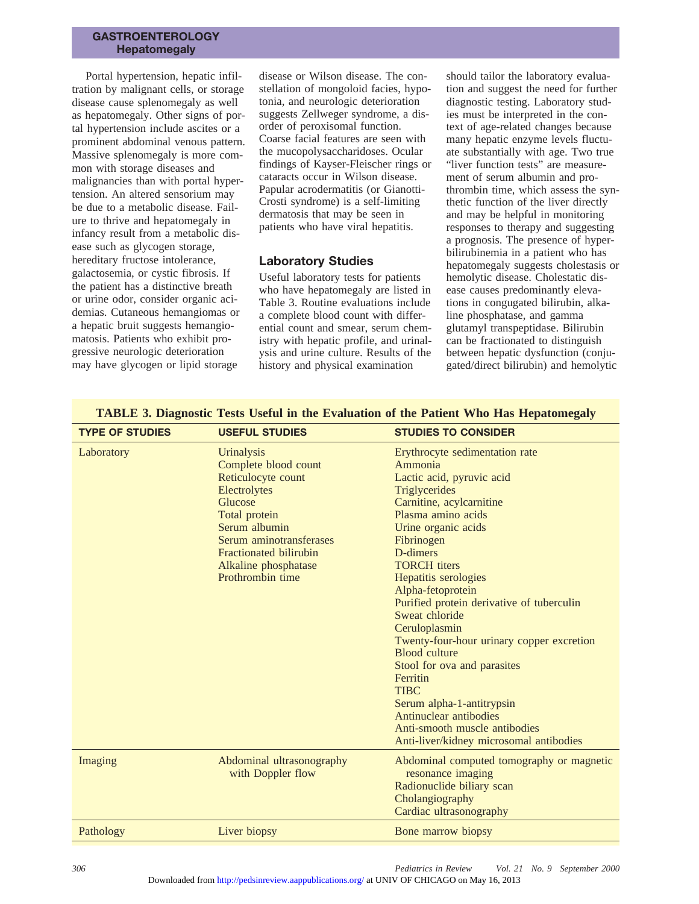Portal hypertension, hepatic infiltration by malignant cells, or storage disease cause splenomegaly as well as hepatomegaly. Other signs of portal hypertension include ascites or a prominent abdominal venous pattern. Massive splenomegaly is more common with storage diseases and malignancies than with portal hypertension. An altered sensorium may be due to a metabolic disease. Failure to thrive and hepatomegaly in infancy result from a metabolic disease such as glycogen storage, hereditary fructose intolerance, galactosemia, or cystic fibrosis. If the patient has a distinctive breath or urine odor, consider organic acidemias. Cutaneous hemangiomas or a hepatic bruit suggests hemangiomatosis. Patients who exhibit progressive neurologic deterioration may have glycogen or lipid storage disease or Wilson disease. The constellation of mongoloid facies, hypotonia, and neurologic deterioration suggests Zellweger syndrome, a disorder of peroxisomal function. Coarse facial features are seen with the mucopolysaccharidoses. Ocular findings of Kayser-Fleischer rings or cataracts occur in Wilson disease. Papular acrodermatitis (or Gianotti-Crosti syndrome) is a self-limiting dermatosis that may be seen in patients who have viral hepatitis.

## Laboratory Studies

Useful laboratory tests for patients who have hepatomegaly are listed in Table 3. Routine evaluations include a complete blood count with differential count and smear, serum chemistry with hepatic profile, and urinalysis and urine culture. Results of the history and physical examination should tailor the laboratory evaluation and suggest the need for further diagnostic testing. Laboratory studies must be interpreted in the context of age-related changes because many hepatic enzyme levels fluctuate substantially with age. Two true "liver function tests" are measurement of serum albumin and prothrombin time, which assess the synthetic function of the liver directly and may be helpful in monitoring responses to therapy and suggesting a prognosis. The presence of hyperbilirubinemia in a patient who has hepatomegaly suggests cholestasis or hemolytic disease. Cholestatic disease causes predominantly elevations in congugated bilirubin, alkaline phosphatase, and gamma glutamyl transpeptidase. Bilirubin can be fractionated to distinguish between hepatic dysfunction (conjugated/direct bilirubin) and hemolytic

**TABLE 3. Diagnostic Tests Useful in the Evaluation of the Patient Who Has Hepatomegaly**

| TYPE OF STUDIES | USEFUL STUDIES | STUDIES TO CONSIDER |
|---|---|---|
| Laboratory | Urinalysis<br>Complete blood count<br>Reticulocyte count<br>Electrolytes<br>Glucose<br>Total protein<br>Serum albumin<br>Serum aminotransferases<br>Fractionated bilirubin<br>Alkaline phosphatase<br>Prothrombin time | Erythrocyte sedimentation rate<br>Ammonia<br>Lactic acid, pyruvic acid<br>Triglycerides<br>Carnitine, acylcarnitine<br>Plasma amino acids<br>Urine organic acids<br>Fibrinogen<br>D-dimers<br>TORCH titers<br>Hepatitis serologies<br>Alpha-fetoprotein<br>Purified protein derivative of tuberculin<br>Sweat chloride<br>Ceruloplasmin<br>Twenty-four-hour urinary copper excretion<br>Blood culture<br>Stool for ova and parasites<br>Ferritin<br>TIBC<br>Serum alpha-1-antitrypsin<br>Antinuclear antibodies<br>Anti-smooth muscle antibodies<br>Anti-liver/kidney microsomal antibodies |
| Imaging | Abdominal ultrasonography with Doppler flow | Abdominal computed tomography or magnetic resonance imaging<br>Radionuclide biliary scan<br>Cholangiography<br>Cardiac ultrasonography |
| Pathology | Liver biopsy | Bone marrow biopsy |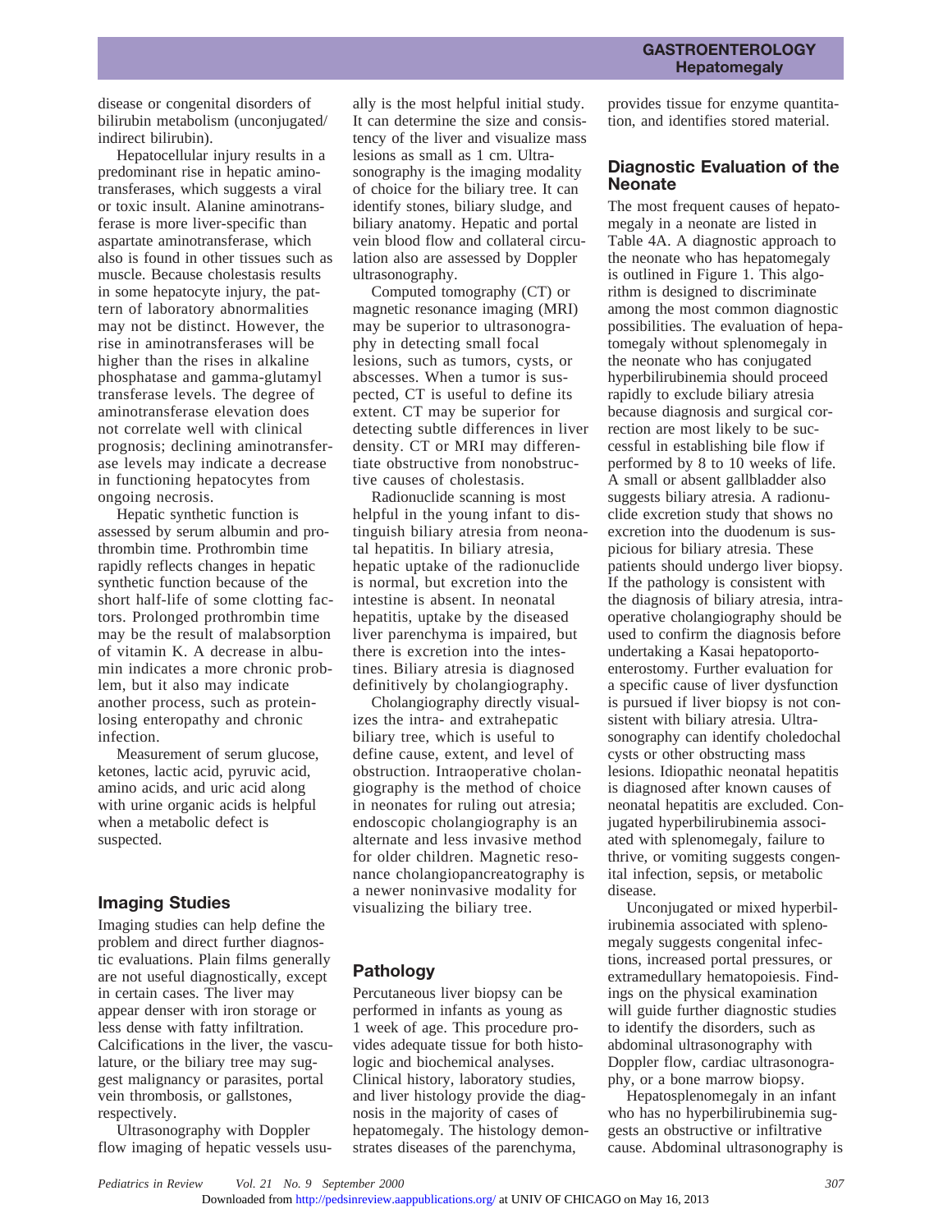disease or congenital disorders of bilirubin metabolism (unconjugated/indirect bilirubin).

Hepatocellular injury results in a predominant rise in hepatic aminotransferases, which suggests a viral or toxic insult. Alanine aminotransferase is more liver-specific than aspartate aminotransferase, which also is found in other tissues such as muscle. Because cholestasis results in some hepatocyte injury, the pattern of laboratory abnormalities may not be distinct. However, the rise in aminotransferases will be higher than the rises in alkaline phosphatase and gamma-glutamyl transferase levels. The degree of aminotransferase elevation does not correlate well with clinical prognosis; declining aminotransferase levels may indicate a decrease in functioning hepatocytes from ongoing necrosis.

Hepatic synthetic function is assessed by serum albumin and prothrombin time. Prothrombin time rapidly reflects changes in hepatic synthetic function because of the short half-life of some clotting factors. Prolonged prothrombin time may be the result of malabsorption of vitamin K. A decrease in albumin indicates a more chronic problem, but it also may indicate another process, such as protein-losing enteropathy and chronic infection.

Measurement of serum glucose, ketones, lactic acid, pyruvic acid, amino acids, and uric acid along with urine organic acids is helpful when a metabolic defect is suspected.

## Imaging Studies

Imaging studies can help define the problem and direct further diagnostic evaluations. Plain films generally are not useful diagnostically, except in certain cases. The liver may appear denser with iron storage or less dense with fatty infiltration. Calcifications in the liver, the vasculature, or the biliary tree may suggest malignancy or parasites, portal vein thrombosis, or gallstones, respectively.

Ultrasonography with Doppler flow imaging of hepatic vessels usually is the most helpful initial study. It can determine the size and consistency of the liver and visualize mass lesions as small as 1 cm. Ultrasonography is the imaging modality of choice for the biliary tree. It can identify stones, biliary sludge, and biliary anatomy. Hepatic and portal vein blood flow and collateral circulation also are assessed by Doppler ultrasonography.

Computed tomography (CT) or magnetic resonance imaging (MRI) may be superior to ultrasonography in detecting small focal lesions, such as tumors, cysts, or abscesses. When a tumor is suspected, CT is useful to define its extent. CT may be superior for detecting subtle differences in liver density. CT or MRI may differentiate obstructive from nonobstructive causes of cholestasis.

Radionuclide scanning is most helpful in the young infant to distinguish biliary atresia from neonatal hepatitis. In biliary atresia, hepatic uptake of the radionuclide is normal, but excretion into the intestine is absent. In neonatal hepatitis, uptake by the diseased liver parenchyma is impaired, but there is excretion into the intestines. Biliary atresia is diagnosed definitively by cholangiography.

Cholangiography directly visualizes the intra- and extrahepatic biliary tree, which is useful to define cause, extent, and level of obstruction. Intraoperative cholangiography is the method of choice in neonates for ruling out atresia; endoscopic cholangiography is an alternate and less invasive method for older children. Magnetic resonance cholangiopancreatography is a newer noninvasive modality for visualizing the biliary tree.

## Pathology

Percutaneous liver biopsy can be performed in infants as young as 1 week of age. This procedure provides adequate tissue for both histologic and biochemical analyses. Clinical history, laboratory studies, and liver histology provide the diagnosis in the majority of cases of hepatomegaly. The histology demonstrates diseases of the parenchyma, provides tissue for enzyme quantitation, and identifies stored material.

## Diagnostic Evaluation of the Neonate

The most frequent causes of hepatomegaly in a neonate are listed in Table 4A. A diagnostic approach to the neonate who has hepatomegaly is outlined in Figure 1. This algorithm is designed to discriminate among the most common diagnostic possibilities. The evaluation of hepatomegaly without splenomegaly in the neonate who has conjugated hyperbilirubinemia should proceed rapidly to exclude biliary atresia because diagnosis and surgical correction are most likely to be successful in establishing bile flow if performed by 8 to 10 weeks of life. A small or absent gallbladder also suggests biliary atresia. A radionuclide excretion study that shows no excretion into the duodenum is suspicious for biliary atresia. These patients should undergo liver biopsy. If the pathology is consistent with the diagnosis of biliary atresia, intraoperative cholangiography should be used to confirm the diagnosis before undertaking a Kasai hepatoportoenterostomy. Further evaluation for a specific cause of liver dysfunction is pursued if liver biopsy is not consistent with biliary atresia. Ultrasonography can identify choledochal cysts or other obstructing mass lesions. Idiopathic neonatal hepatitis is diagnosed after known causes of neonatal hepatitis are excluded. Conjugated hyperbilirubinemia associated with splenomegaly, failure to thrive, or vomiting suggests congenital infection, sepsis, or metabolic disease.

Unconjugated or mixed hyperbilirubinemia associated with splenomegaly suggests congenital infections, increased portal pressures, or extramedullary hematopoiesis. Findings on the physical examination will guide further diagnostic studies to identify the disorders, such as abdominal ultrasonography with Doppler flow, cardiac ultrasonography, or a bone marrow biopsy.

Hepatosplenomegaly in an infant who has no hyperbilirubinemia suggests an obstructive or infiltrative cause. Abdominal ultrasonography is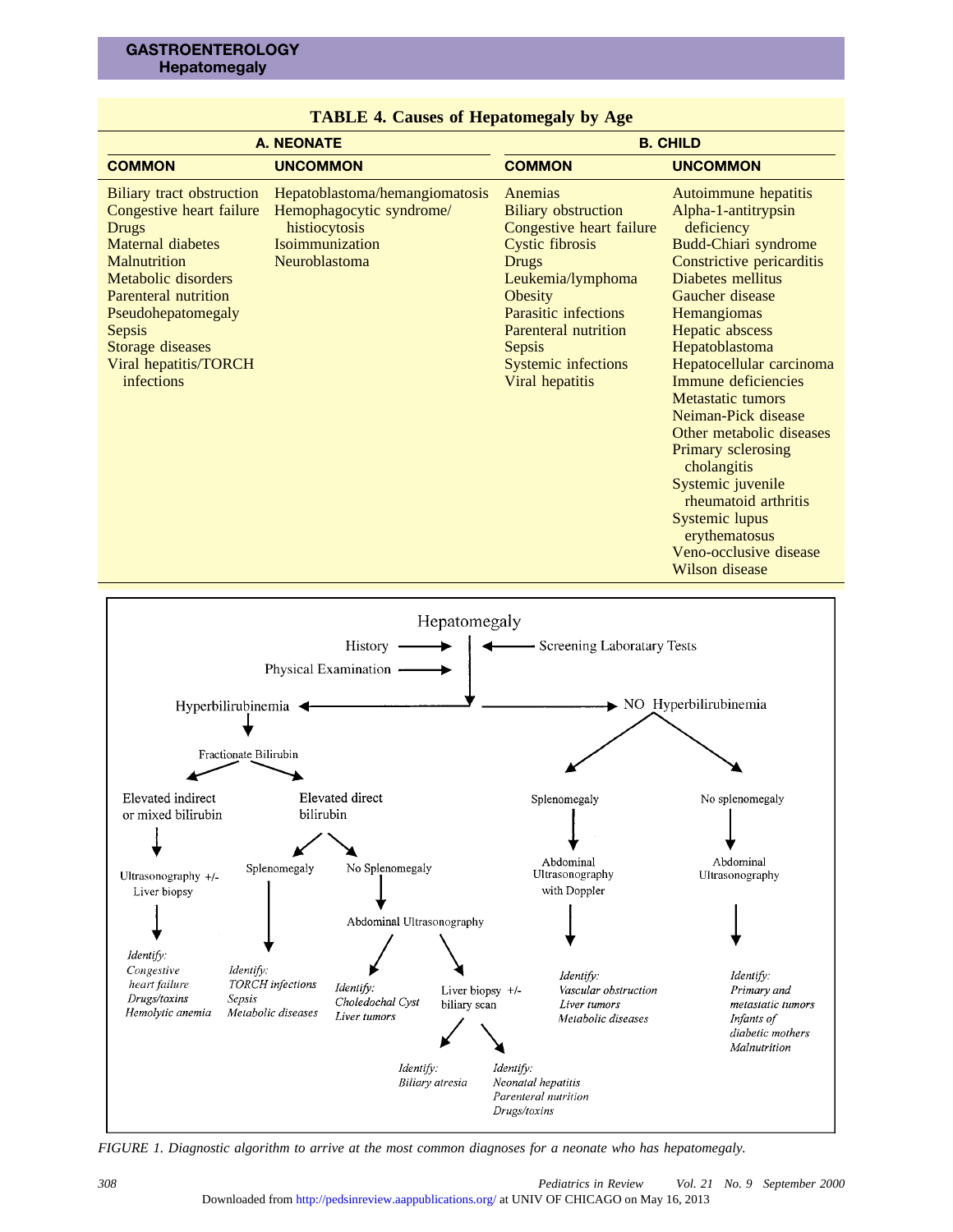**TABLE 4. Causes of Hepatomegaly by Age**

| A. NEONATE | | B. CHILD | |
|---|---|---|---|
| **COMMON** | **UNCOMMON** | **COMMON** | **UNCOMMON** |
| Biliary tract obstruction | Hepatoblastoma/hemangiomatosis | Anemias | Autoimmune hepatitis |
| Congestive heart failure | Hemophagocytic syndrome/ histiocytosis | Biliary obstruction | Alpha-1-antitrypsin deficiency |
| Drugs | Isoimmunization | Congestive heart failure | Budd-Chiari syndrome |
| Maternal diabetes | Neuroblastoma | Cystic fibrosis | Constrictive pericarditis |
| Malnutrition | | Drugs | Diabetes mellitus |
| Metabolic disorders | | Leukemia/lymphoma | Gaucher disease |
| Parenteral nutrition | | Obesity | Hemangiomas |
| Pseudohepatomegaly | | Parasitic infections | Hepatic abscess |
| Sepsis | | Parenteral nutrition | Hepatoblastoma |
| Storage diseases | | Sepsis | Hepatocellular carcinoma |
| Viral hepatitis/TORCH infections | | Systemic infections | Immune deficiencies |
| | | Viral hepatitis | Metastatic tumors |
| | | | Neiman-Pick disease |
| | | | Other metabolic diseases |
| | | | Primary sclerosing cholangitis |
| | | | Systemic juvenile rheumatoid arthritis |
| | | | Systemic lupus erythematosus |
| | | | Veno-occlusive disease |
| | | | Wilson disease |

Hepatomegaly

- History → ; Physical Examination → ; ← Screening Laboratary Tests
- **Hyperbilirubinemia**
  - Fractionate Bilirubin
    - Elevated indirect or mixed bilirubin → Ultrasonography +/- Liver biopsy → *Identify: Congestive heart failure, Drugs/toxins, Hemolytic anemia*
    - Elevated direct bilirubin
      - Splenomegaly → *Identify: TORCH infections, Sepsis, Metabolic diseases*
      - No Splenomegaly → Abdominal Ultrasonography
        - *Identify: Choledochal Cyst, Liver tumors*
        - Liver biopsy +/- biliary scan
          - *Identify: Biliary atresia*
          - *Identify: Neonatal hepatitis, Parenteral nutrition, Drugs/toxins*
- **NO Hyperbilirubinemia**
  - Splenomegaly → Abdominal Ultrasonography with Doppler → *Identify: Vascular obstruction, Liver tumors, Metabolic diseases*
  - No splenomegaly → Abdominal Ultrasonography → *Identify: Primary and metastatic tumors, Infants of diabetic mothers, Malnutrition*

*FIGURE 1. Diagnostic algorithm to arrive at the most common diagnoses for a neonate who has hepatomegaly.*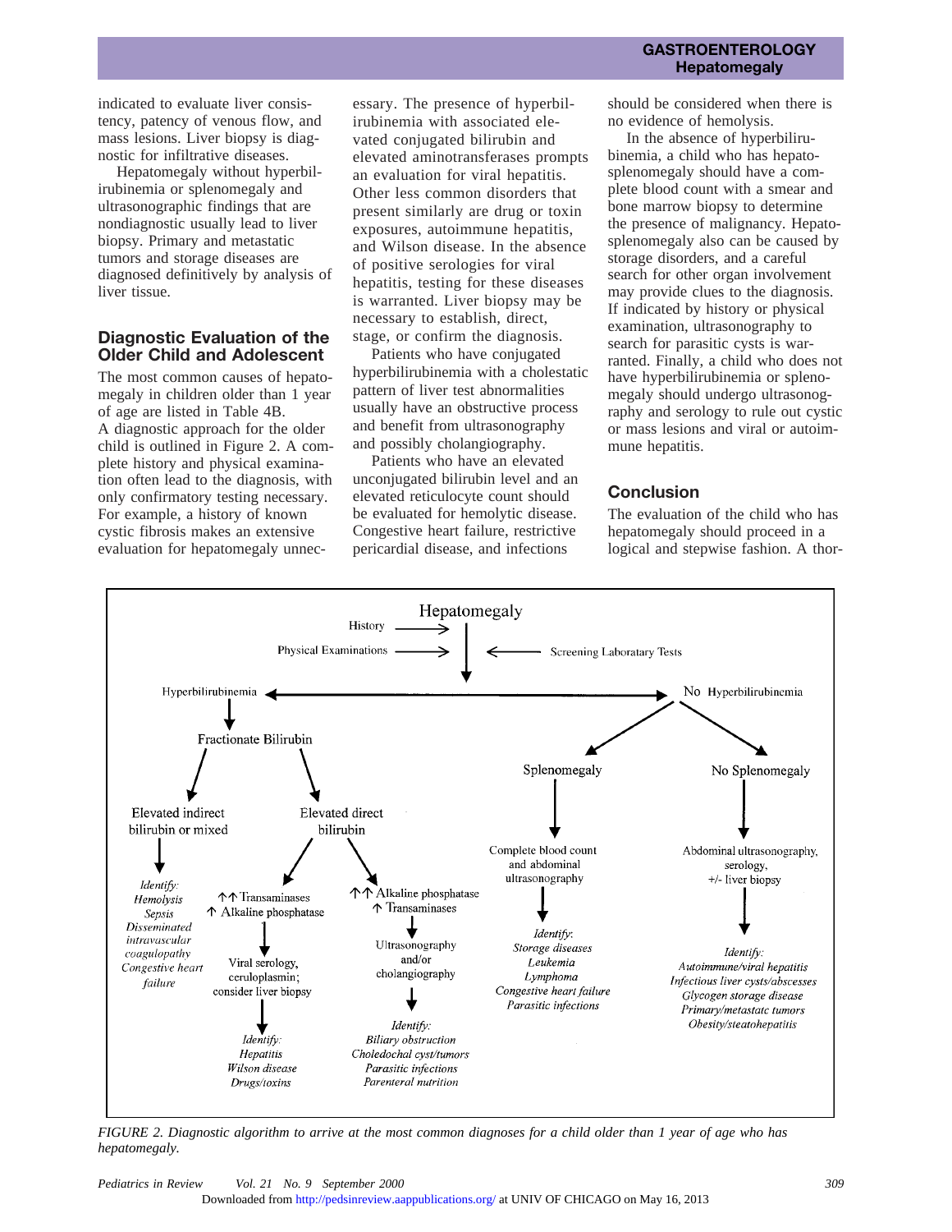indicated to evaluate liver consistency, patency of venous flow, and mass lesions. Liver biopsy is diagnostic for infiltrative diseases.

Hepatomegaly without hyperbilirubinemia or splenomegaly and ultrasonographic findings that are nondiagnostic usually lead to liver biopsy. Primary and metastatic tumors and storage diseases are diagnosed definitively by analysis of liver tissue.

## Diagnostic Evaluation of the Older Child and Adolescent

The most common causes of hepatomegaly in children older than 1 year of age are listed in Table 4B. A diagnostic approach for the older child is outlined in Figure 2. A complete history and physical examination often lead to the diagnosis, with only confirmatory testing necessary. For example, a history of known cystic fibrosis makes an extensive evaluation for hepatomegaly unnecessary. The presence of hyperbilirubinemia with associated elevated conjugated bilirubin and elevated aminotransferases prompts an evaluation for viral hepatitis. Other less common disorders that present similarly are drug or toxin exposures, autoimmune hepatitis, and Wilson disease. In the absence of positive serologies for viral hepatitis, testing for these diseases is warranted. Liver biopsy may be necessary to establish, direct, stage, or confirm the diagnosis.

Patients who have conjugated hyperbilirubinemia with a cholestatic pattern of liver test abnormalities usually have an obstructive process and benefit from ultrasonography and possibly cholangiography.

Patients who have an elevated unconjugated bilirubin level and an elevated reticulocyte count should be evaluated for hemolytic disease. Congestive heart failure, restrictive pericardial disease, and infections should be considered when there is no evidence of hemolysis.

In the absence of hyperbilirubinemia, a child who has hepatosplenomegaly should have a complete blood count with a smear and bone marrow biopsy to determine the presence of malignancy. Hepatosplenomegaly also can be caused by storage disorders, and a careful search for other organ involvement may provide clues to the diagnosis. If indicated by history or physical examination, ultrasonography to search for parasitic cysts is warranted. Finally, a child who does not have hyperbilirubinemia or splenomegaly should undergo ultrasonography and serology to rule out cystic or mass lesions and viral or autoimmune hepatitis.

## Conclusion

The evaluation of the child who has hepatomegaly should proceed in a logical and stepwise fashion. A thor-

Hepatomegaly
- History → ; Physical Examinations → ; ← Screening Laboratary Tests
- **Hyperbilirubinemia** → Fractionate Bilirubin
  - Elevated indirect bilirubin or mixed → *Identify: Hemolysis, Sepsis, Disseminated intravascular coagulopathy, Congestive heart failure*
  - Elevated direct bilirubin
    - ↑↑ Transaminases, ↑ Alkaline phosphatase → Viral serology, ceruloplasmin; consider liver biopsy → *Identify: Hepatitis, Wilson disease, Drugs/toxins*
    - ↑↑ Alkaline phosphatase, ↑ Transaminases → Ultrasonography and/or cholangiography → *Identify: Biliary obstruction, Choledochal cyst/tumors, Parasitic infections, Parenteral nutrition*
- **No Hyperbilirubinemia**
  - Splenomegaly → Complete blood count and abdominal ultrasonography → *Identify: Storage diseases, Leukemia, Lymphoma, Congestive heart failure, Parasitic infections*
  - No Splenomegaly → Abdominal ultrasonography, serology, +/- liver biopsy → *Identify: Autoimmune/viral hepatitis, Infectious liver cysts/abscesses, Glycogen storage disease, Primary/metastatc tumors, Obesity/steatohepatitis*

*FIGURE 2. Diagnostic algorithm to arrive at the most common diagnoses for a child older than 1 year of age who has hepatomegaly.*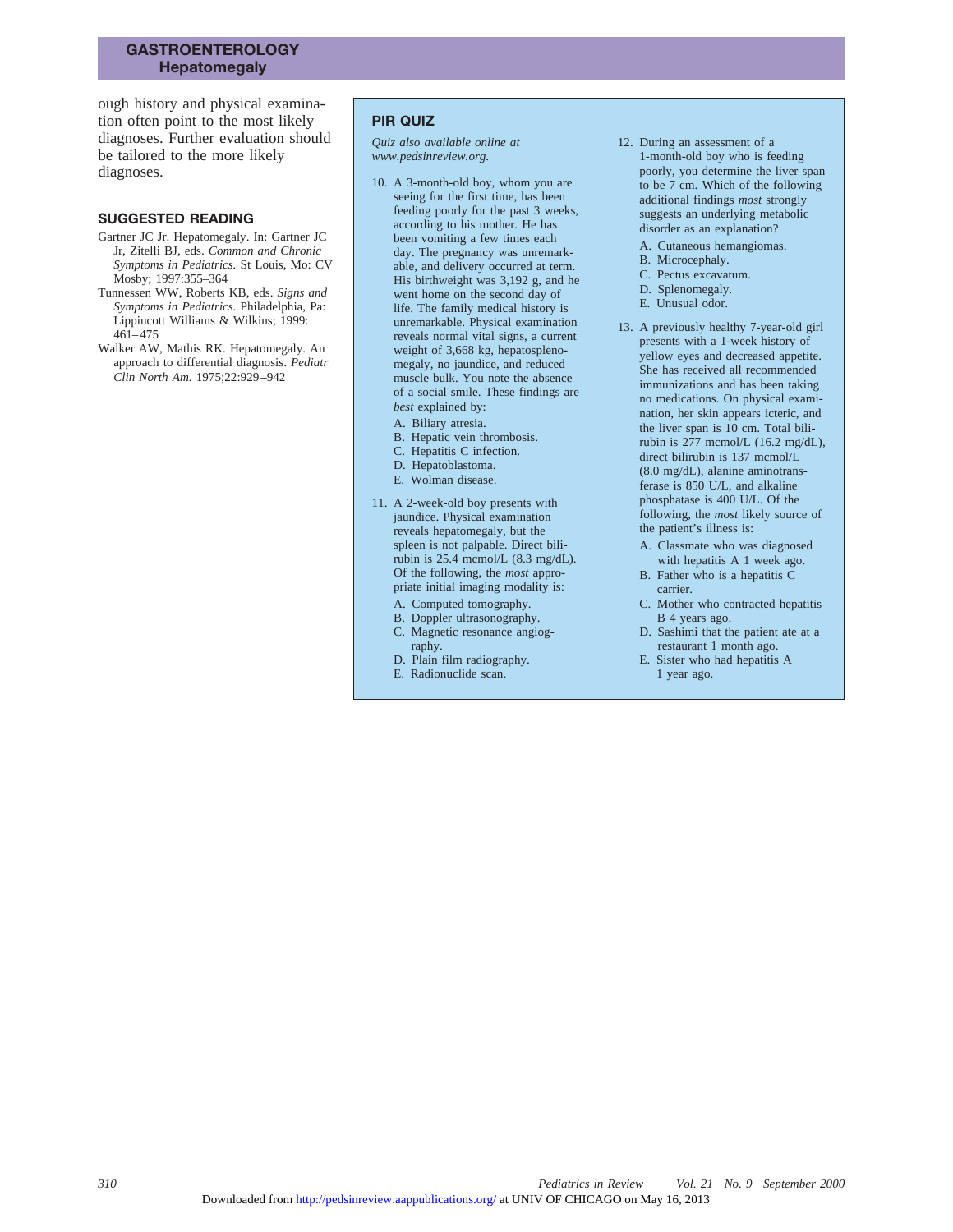ough history and physical examination often point to the most likely diagnoses. Further evaluation should be tailored to the more likely diagnoses.

## SUGGESTED READING

Gartner JC Jr. Hepatomegaly. In: Gartner JC Jr, Zitelli BJ, eds. *Common and Chronic Symptoms in Pediatrics.* St Louis, Mo: CV Mosby; 1997:355–364

Tunnessen WW, Roberts KB, eds. *Signs and Symptoms in Pediatrics.* Philadelphia, Pa: Lippincott Williams & Wilkins; 1999: 461–475

Walker AW, Mathis RK. Hepatomegaly. An approach to differential diagnosis. *Pediatr Clin North Am.* 1975;22:929–942

## PIR QUIZ

*Quiz also available online at www.pedsinreview.org.*

10. A 3-month-old boy, whom you are seeing for the first time, has been feeding poorly for the past 3 weeks, according to his mother. He has been vomiting a few times each day. The pregnancy was unremarkable, and delivery occurred at term. His birthweight was 3,192 g, and he went home on the second day of life. The family medical history is unremarkable. Physical examination reveals normal vital signs, a current weight of 3,668 kg, hepatosplenomegaly, no jaundice, and reduced muscle bulk. You note the absence of a social smile. These findings are *best* explained by:
    - A. Biliary atresia.
    - B. Hepatic vein thrombosis.
    - C. Hepatitis C infection.
    - D. Hepatoblastoma.
    - E. Wolman disease.

11. A 2-week-old boy presents with jaundice. Physical examination reveals hepatomegaly, but the spleen is not palpable. Direct bilirubin is 25.4 mcmol/L (8.3 mg/dL). Of the following, the *most* appropriate initial imaging modality is:
    - A. Computed tomography.
    - B. Doppler ultrasonography.
    - C. Magnetic resonance angiography.
    - D. Plain film radiography.
    - E. Radionuclide scan.

12. During an assessment of a 1-month-old boy who is feeding poorly, you determine the liver span to be 7 cm. Which of the following additional findings *most* strongly suggests an underlying metabolic disorder as an explanation?
    - A. Cutaneous hemangiomas.
    - B. Microcephaly.
    - C. Pectus excavatum.
    - D. Splenomegaly.
    - E. Unusual odor.

13. A previously healthy 7-year-old girl presents with a 1-week history of yellow eyes and decreased appetite. She has received all recommended immunizations and has been taking no medications. On physical examination, her skin appears icteric, and the liver span is 10 cm. Total bilirubin is 277 mcmol/L (16.2 mg/dL), direct bilirubin is 137 mcmol/L (8.0 mg/dL), alanine aminotransferase is 850 U/L, and alkaline phosphatase is 400 U/L. Of the following, the *most* likely source of the patient's illness is:
    - A. Classmate who was diagnosed with hepatitis A 1 week ago.
    - B. Father who is a hepatitis C carrier.
    - C. Mother who contracted hepatitis B 4 years ago.
    - D. Sashimi that the patient ate at a restaurant 1 month ago.
    - E. Sister who had hepatitis A 1 year ago.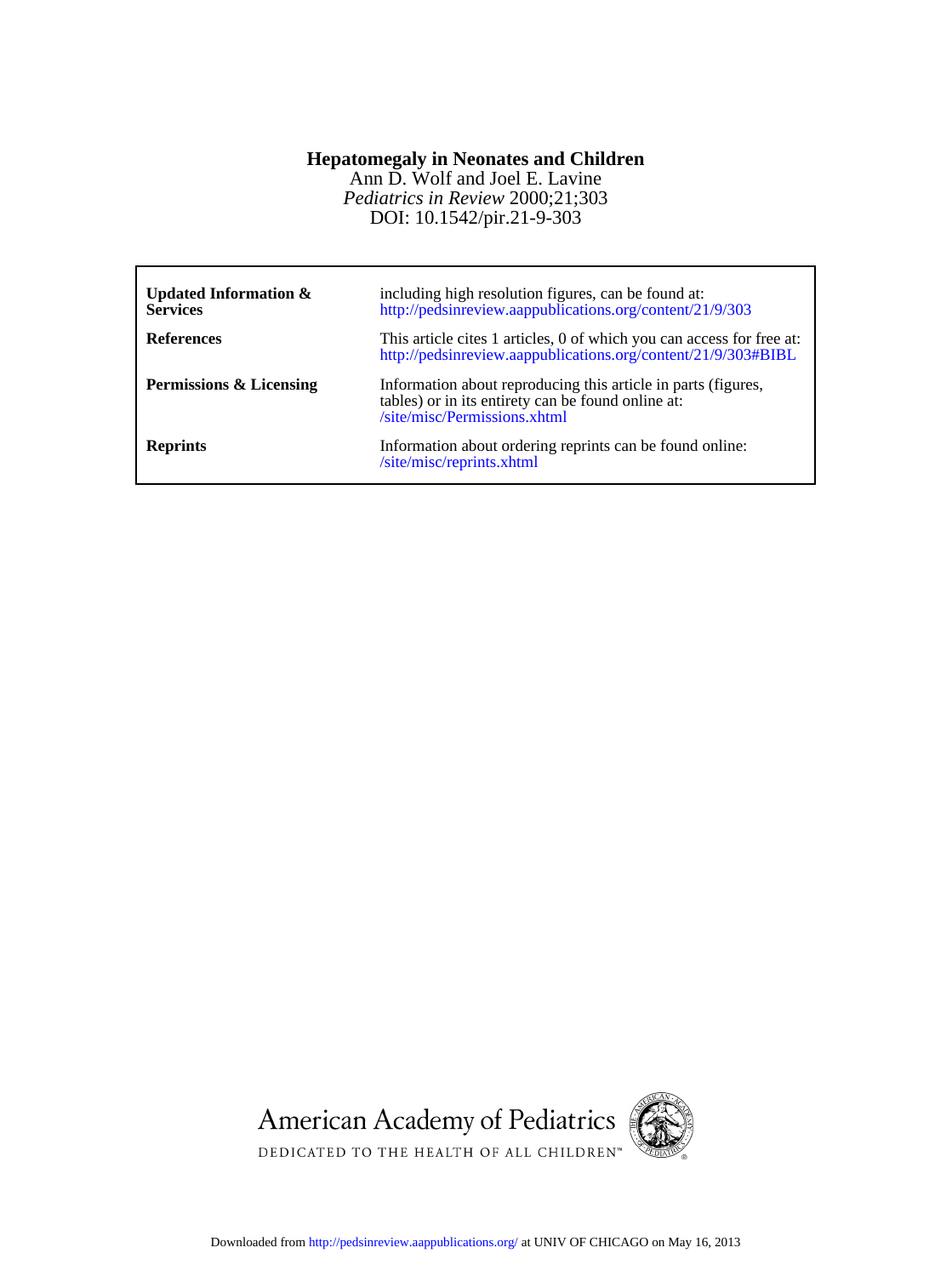# Hepatomegaly in Neonates and Children

Ann D. Wolf and Joel E. Lavine

*Pediatrics in Review* 2000;21;303

DOI: 10.1542/pir.21-9-303

| | |
|---|---|
| **Updated Information & Services** | including high resolution figures, can be found at: http://pedsinreview.aappublications.org/content/21/9/303 |
| **References** | This article cites 1 articles, 0 of which you can access for free at: http://pedsinreview.aappublications.org/content/21/9/303#BIBL |
| **Permissions & Licensing** | Information about reproducing this article in parts (figures, tables) or in its entirety can be found online at: /site/misc/Permissions.xhtml |
| **Reprints** | Information about ordering reprints can be found online: /site/misc/reprints.xhtml |

American Academy of Pediatrics

DEDICATED TO THE HEALTH OF ALL CHILDREN™

Downloaded from http://pedsinreview.aappublications.org/ at UNIV OF CHICAGO on May 16, 2013